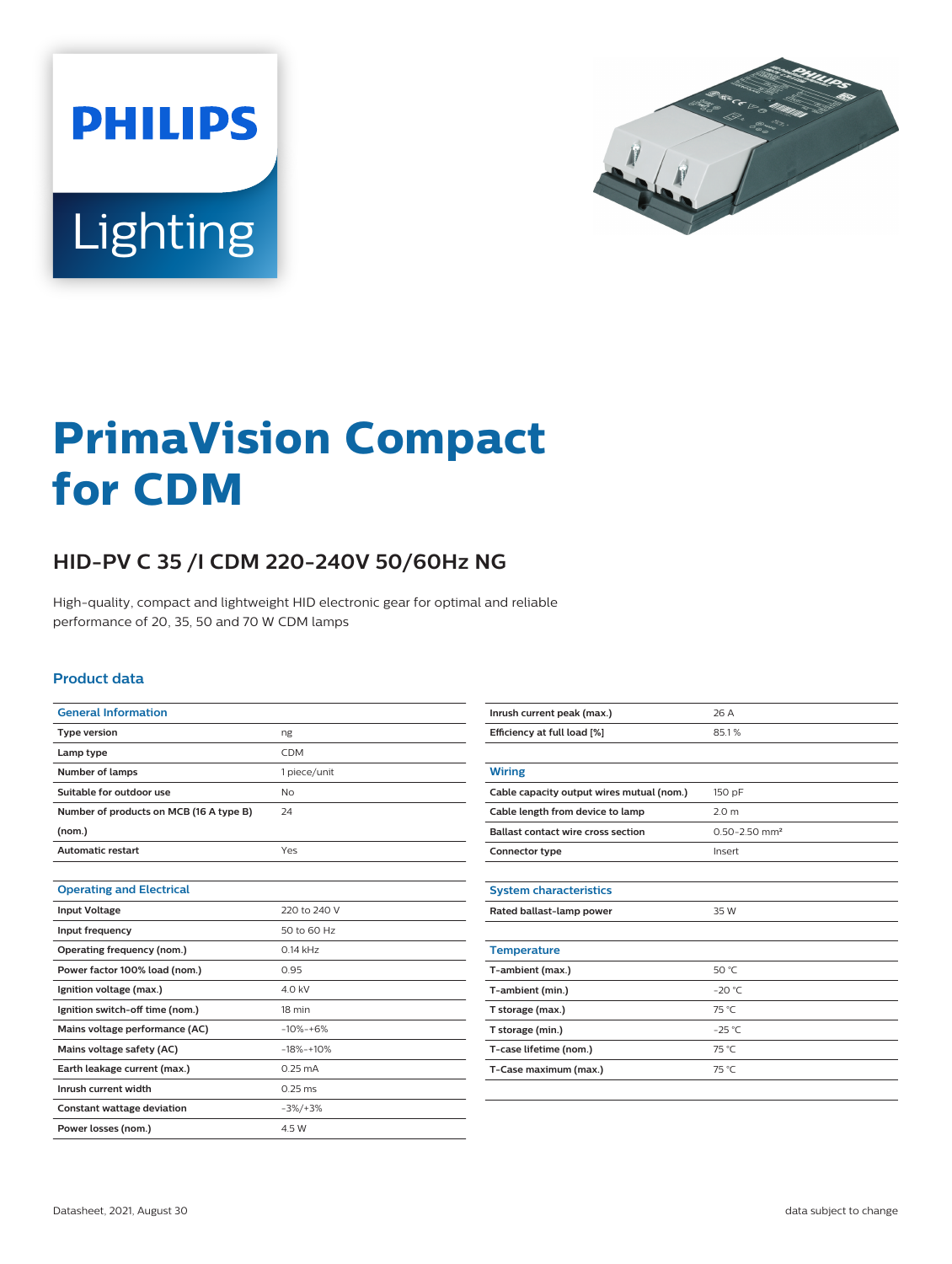PHILIPS

Lighting

# PrimaVision Compact for CDM

## HID-PV C 35 /I CDM 220-240V 50/60Hz NG

High-quality, compact and lightweight HID electronic gear for optimal and reliable performance of 20, 35, 50 and 70 W CDM lamps

### Product data

| General Information | |
|---|---|
| Type version | ng |
| Lamp type | CDM |
| Number of lamps | 1 piece/unit |
| Suitable for outdoor use | No |
| Number of products on MCB (16 A type B) (nom.) | 24 |
| Automatic restart | Yes |

| Operating and Electrical | |
|---|---|
| Input Voltage | 220 to 240 V |
| Input frequency | 50 to 60 Hz |
| Operating frequency (nom.) | 0.14 kHz |
| Power factor 100% load (nom.) | 0.95 |
| Ignition voltage (max.) | 4.0 kV |
| Ignition switch-off time (nom.) | 18 min |
| Mains voltage performance (AC) | -10%-+6% |
| Mains voltage safety (AC) | -18%-+10% |
| Earth leakage current (max.) | 0.25 mA |
| Inrush current width | 0.25 ms |
| Constant wattage deviation | -3%/+3% |
| Power losses (nom.) | 4.5 W |
| Inrush current peak (max.) | 26 A |
| Efficiency at full load [%] | 85.1 % |

| Wiring | |
|---|---|
| Cable capacity output wires mutual (nom.) | 150 pF |
| Cable length from device to lamp | 2.0 m |
| Ballast contact wire cross section | 0.50-2.50 mm² |
| Connector type | Insert |

| System characteristics | |
|---|---|
| Rated ballast-lamp power | 35 W |

| Temperature | |
|---|---|
| T-ambient (max.) | 50 °C |
| T-ambient (min.) | -20 °C |
| T storage (max.) | 75 °C |
| T storage (min.) | -25 °C |
| T-case lifetime (nom.) | 75 °C |
| T-Case maximum (max.) | 75 °C |

Datasheet, 2021, August 30

data subject to change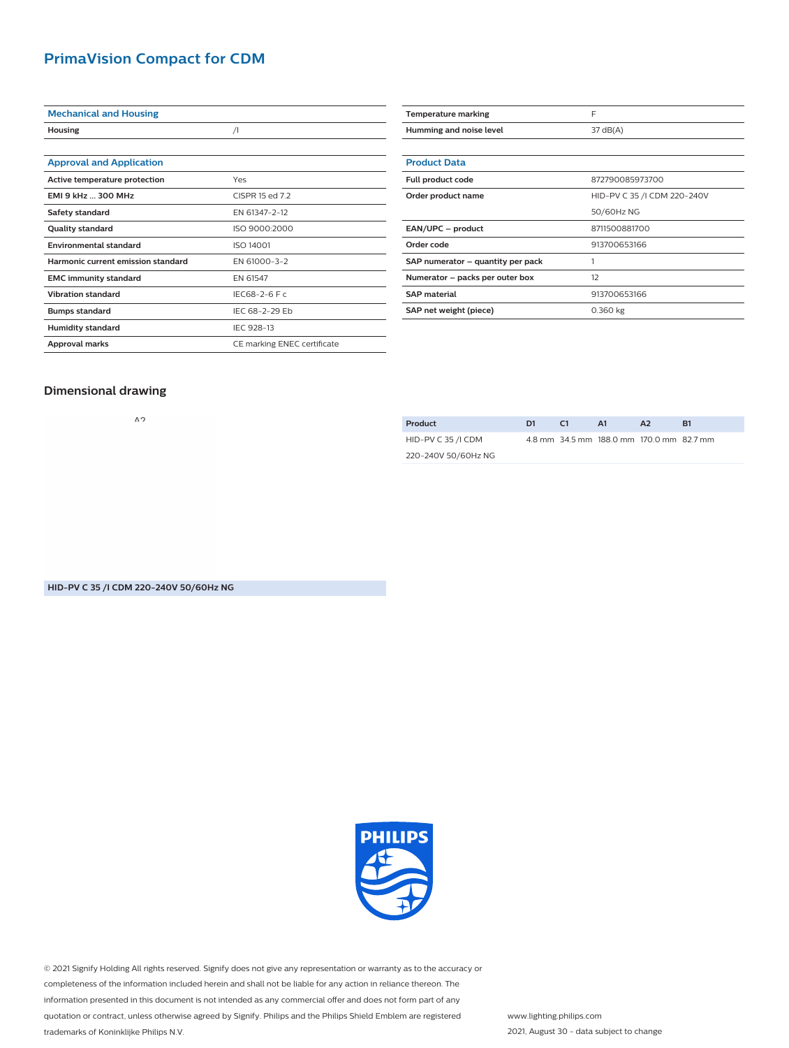# PrimaVision Compact for CDM

| Mechanical and Housing | |
|---|---|
| Housing | /I |

| Approval and Application | |
|---|---|
| Active temperature protection | Yes |
| EMI 9 kHz ... 300 MHz | CISPR 15 ed 7.2 |
| Safety standard | EN 61347-2-12 |
| Quality standard | ISO 9000:2000 |
| Environmental standard | ISO 14001 |
| Harmonic current emission standard | EN 61000-3-2 |
| EMC immunity standard | EN 61547 |
| Vibration standard | IEC68-2-6 F c |
| Bumps standard | IEC 68-2-29 Eb |
| Humidity standard | IEC 928-13 |
| Approval marks | CE marking ENEC certificate |

| | |
|---|---|
| Temperature marking | F |
| Humming and noise level | 37 dB(A) |

| Product Data | |
|---|---|
| Full product code | 872790085973700 |
| Order product name | HID-PV C 35 /I CDM 220-240V 50/60Hz NG |
| EAN/UPC – product | 8711500881700 |
| Order code | 913700653166 |
| SAP numerator – quantity per pack | 1 |
| Numerator – packs per outer box | 12 |
| SAP material | 913700653166 |
| SAP net weight (piece) | 0.360 kg |

## Dimensional drawing

A2

HID-PV C 35 /I CDM 220-240V 50/60Hz NG

| Product | D1 | C1 | A1 | A2 | B1 |
|---|---|---|---|---|---|
| HID-PV C 35 /I CDM 220-240V 50/60Hz NG | 4.8 mm | 34.5 mm | 188.0 mm | 170.0 mm | 82.7 mm |

© 2021 Signify Holding All rights reserved. Signify does not give any representation or warranty as to the accuracy or completeness of the information included herein and shall not be liable for any action in reliance thereon. The information presented in this document is not intended as any commercial offer and does not form part of any quotation or contract, unless otherwise agreed by Signify. Philips and the Philips Shield Emblem are registered trademarks of Koninklijke Philips N.V.

www.lighting.philips.com

2021, August 30 - data subject to change